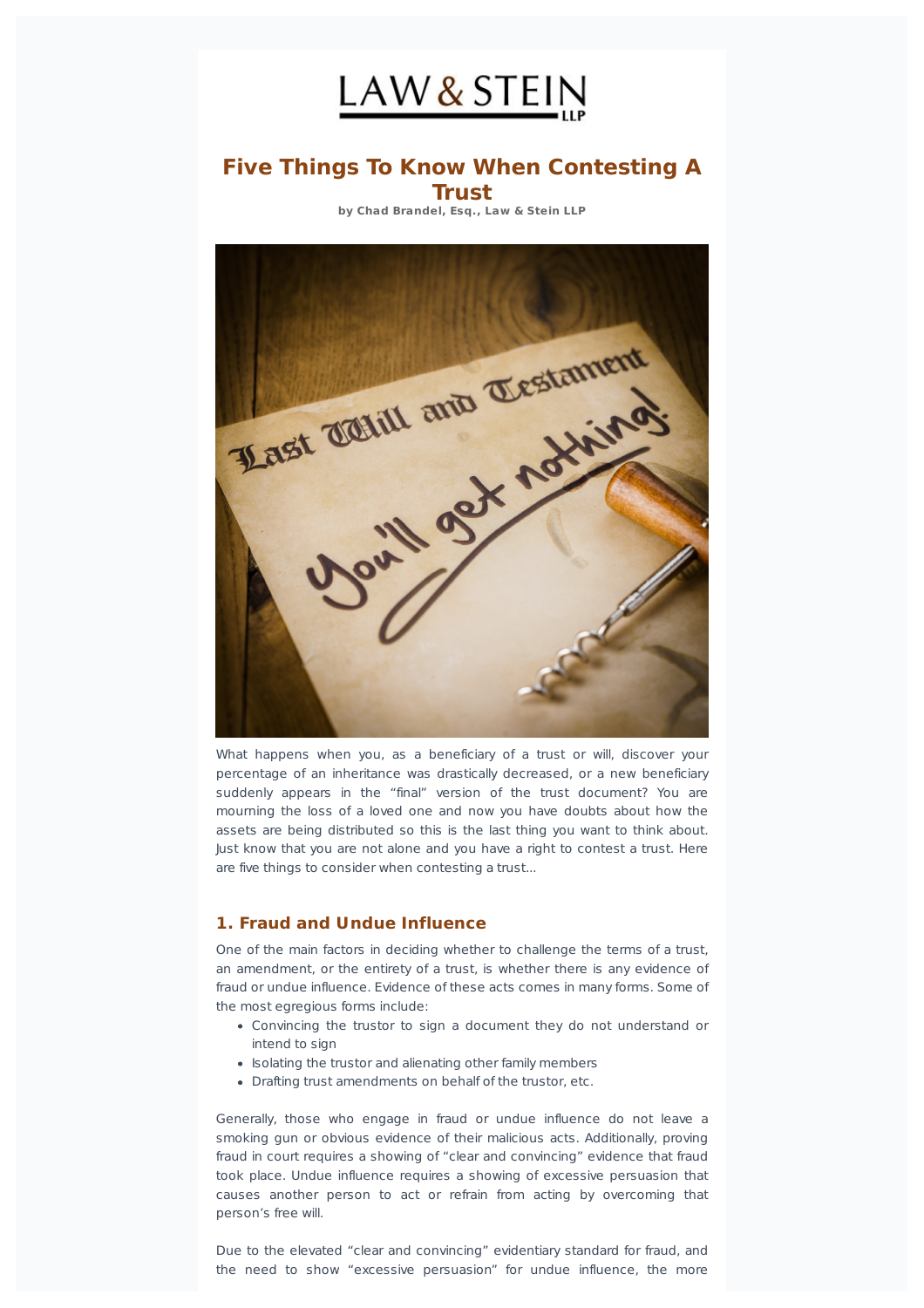LAW & STEIN LLP

# Five Things To Know When Contesting A Trust

**by Chad Brandel, Esq., Law & Stein LLP**

What happens when you, as a beneficiary of a trust or will, discover your percentage of an inheritance was drastically decreased, or a new beneficiary suddenly appears in the "final" version of the trust document? You are mourning the loss of a loved one and now you have doubts about how the assets are being distributed so this is the last thing you want to think about. Just know that you are not alone and you have a right to contest a trust. Here are five things to consider when contesting a trust...

## 1. Fraud and Undue Influence

One of the main factors in deciding whether to challenge the terms of a trust, an amendment, or the entirety of a trust, is whether there is any evidence of fraud or undue influence. Evidence of these acts comes in many forms. Some of the most egregious forms include:

- Convincing the trustor to sign a document they do not understand or intend to sign
- Isolating the trustor and alienating other family members
- Drafting trust amendments on behalf of the trustor, etc.

Generally, those who engage in fraud or undue influence do not leave a smoking gun or obvious evidence of their malicious acts. Additionally, proving fraud in court requires a showing of "clear and convincing" evidence that fraud took place. Undue influence requires a showing of excessive persuasion that causes another person to act or refrain from acting by overcoming that person's free will.

Due to the elevated "clear and convincing" evidentiary standard for fraud, and the need to show "excessive persuasion" for undue influence, the more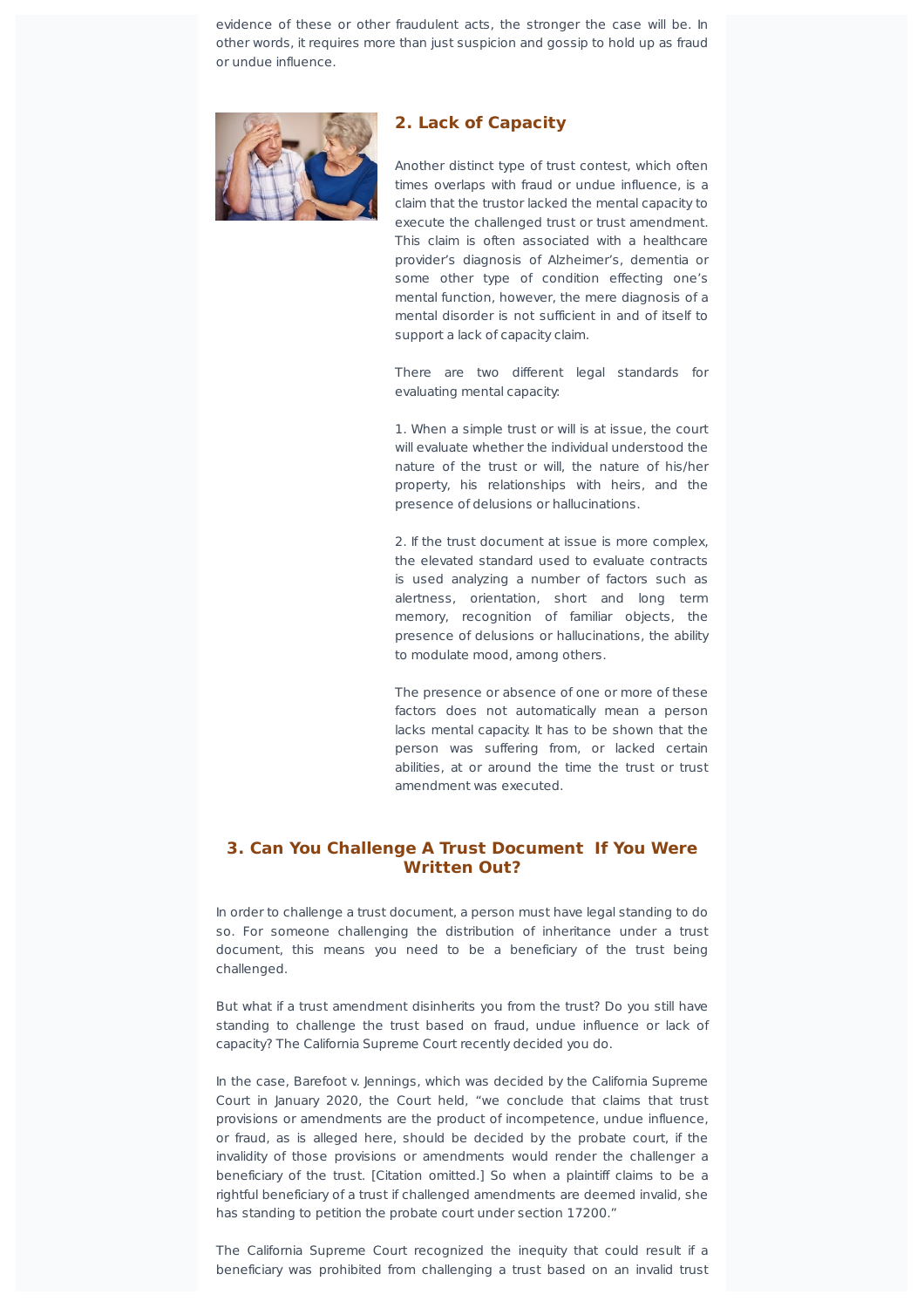evidence of these or other fraudulent acts, the stronger the case will be. In other words, it requires more than just suspicion and gossip to hold up as fraud or undue influence.

## 2. Lack of Capacity

Another distinct type of trust contest, which often times overlaps with fraud or undue influence, is a claim that the trustor lacked the mental capacity to execute the challenged trust or trust amendment. This claim is often associated with a healthcare provider's diagnosis of Alzheimer's, dementia or some other type of condition effecting one's mental function, however, the mere diagnosis of a mental disorder is not sufficient in and of itself to support a lack of capacity claim.

There are two different legal standards for evaluating mental capacity:

1. When a simple trust or will is at issue, the court will evaluate whether the individual understood the nature of the trust or will, the nature of his/her property, his relationships with heirs, and the presence of delusions or hallucinations.

2. If the trust document at issue is more complex, the elevated standard used to evaluate contracts is used analyzing a number of factors such as alertness, orientation, short and long term memory, recognition of familiar objects, the presence of delusions or hallucinations, the ability to modulate mood, among others.

The presence or absence of one or more of these factors does not automatically mean a person lacks mental capacity. It has to be shown that the person was suffering from, or lacked certain abilities, at or around the time the trust or trust amendment was executed.

## 3. Can You Challenge A Trust Document If You Were Written Out?

In order to challenge a trust document, a person must have legal standing to do so. For someone challenging the distribution of inheritance under a trust document, this means you need to be a beneficiary of the trust being challenged.

But what if a trust amendment disinherits you from the trust? Do you still have standing to challenge the trust based on fraud, undue influence or lack of capacity? The California Supreme Court recently decided you do.

In the case, Barefoot v. Jennings, which was decided by the California Supreme Court in January 2020, the Court held, "we conclude that claims that trust provisions or amendments are the product of incompetence, undue influence, or fraud, as is alleged here, should be decided by the probate court, if the invalidity of those provisions or amendments would render the challenger a beneficiary of the trust. [Citation omitted.] So when a plaintiff claims to be a rightful beneficiary of a trust if challenged amendments are deemed invalid, she has standing to petition the probate court under section 17200."

The California Supreme Court recognized the inequity that could result if a beneficiary was prohibited from challenging a trust based on an invalid trust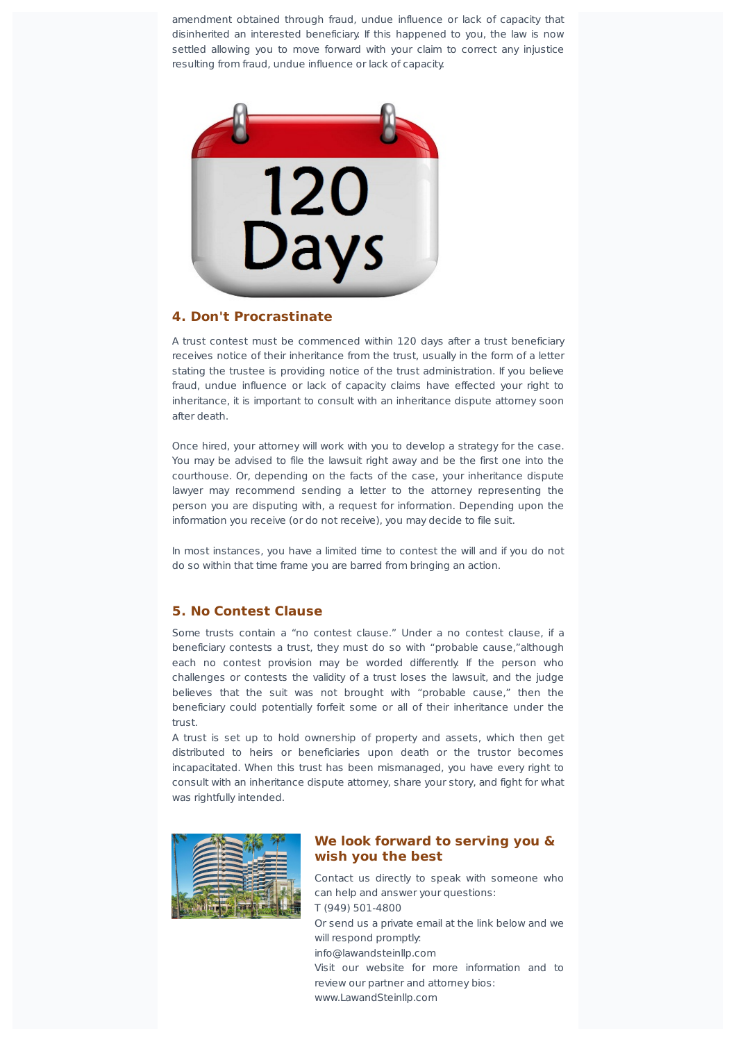amendment obtained through fraud, undue influence or lack of capacity that disinherited an interested beneficiary. If this happened to you, the law is now settled allowing you to move forward with your claim to correct any injustice resulting from fraud, undue influence or lack of capacity.

### 4. Don't Procrastinate

A trust contest must be commenced within 120 days after a trust beneficiary receives notice of their inheritance from the trust, usually in the form of a letter stating the trustee is providing notice of the trust administration. If you believe fraud, undue influence or lack of capacity claims have effected your right to inheritance, it is important to consult with an inheritance dispute attorney soon after death.

Once hired, your attorney will work with you to develop a strategy for the case. You may be advised to file the lawsuit right away and be the first one into the courthouse. Or, depending on the facts of the case, your inheritance dispute lawyer may recommend sending a letter to the attorney representing the person you are disputing with, a request for information. Depending upon the information you receive (or do not receive), you may decide to file suit.

In most instances, you have a limited time to contest the will and if you do not do so within that time frame you are barred from bringing an action.

### 5. No Contest Clause

Some trusts contain a "no contest clause." Under a no contest clause, if a beneficiary contests a trust, they must do so with "probable cause,"although each no contest provision may be worded differently. If the person who challenges or contests the validity of a trust loses the lawsuit, and the judge believes that the suit was not brought with "probable cause," then the beneficiary could potentially forfeit some or all of their inheritance under the trust.

A trust is set up to hold ownership of property and assets, which then get distributed to heirs or beneficiaries upon death or the trustor becomes incapacitated. When this trust has been mismanaged, you have every right to consult with an inheritance dispute attorney, share your story, and fight for what was rightfully intended.

### We look forward to serving you & wish you the best

Contact us directly to speak with someone who can help and answer your questions:
T (949) 501-4800
Or send us a private email at the link below and we will respond promptly:
info@lawandsteinllp.com
Visit our website for more information and to review our partner and attorney bios:
www.LawandSteinllp.com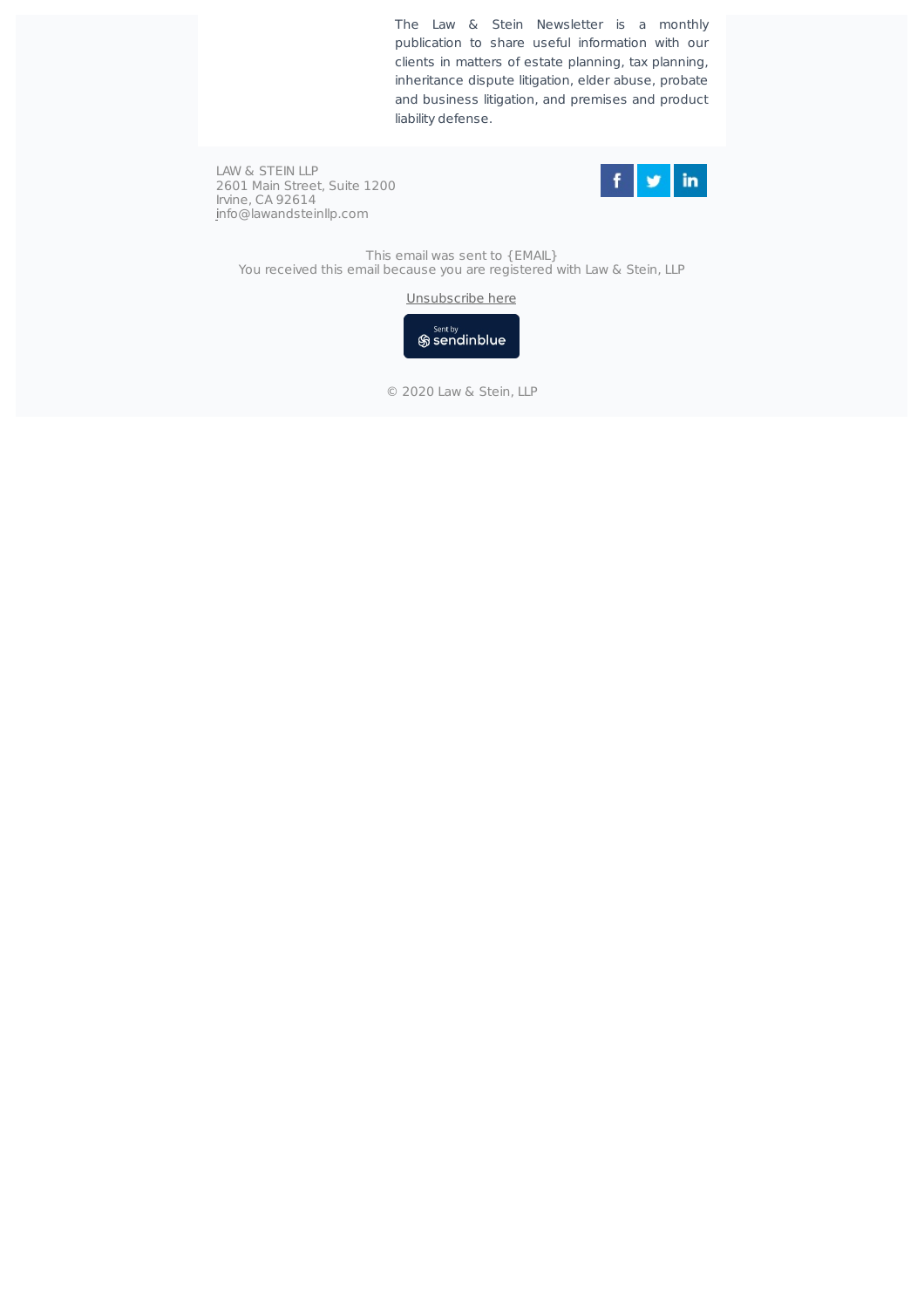The Law & Stein Newsletter is a monthly publication to share useful information with our clients in matters of estate planning, tax planning, inheritance dispute litigation, elder abuse, probate and business litigation, and premises and product liability defense.

LAW & STEIN LLP
2601 Main Street, Suite 1200
Irvine, CA 92614
info@lawandsteinllp.com

This email was sent to {EMAIL}
You received this email because you are registered with Law & Stein, LLP

Unsubscribe here

Sent by sendinblue

© 2020 Law & Stein, LLP